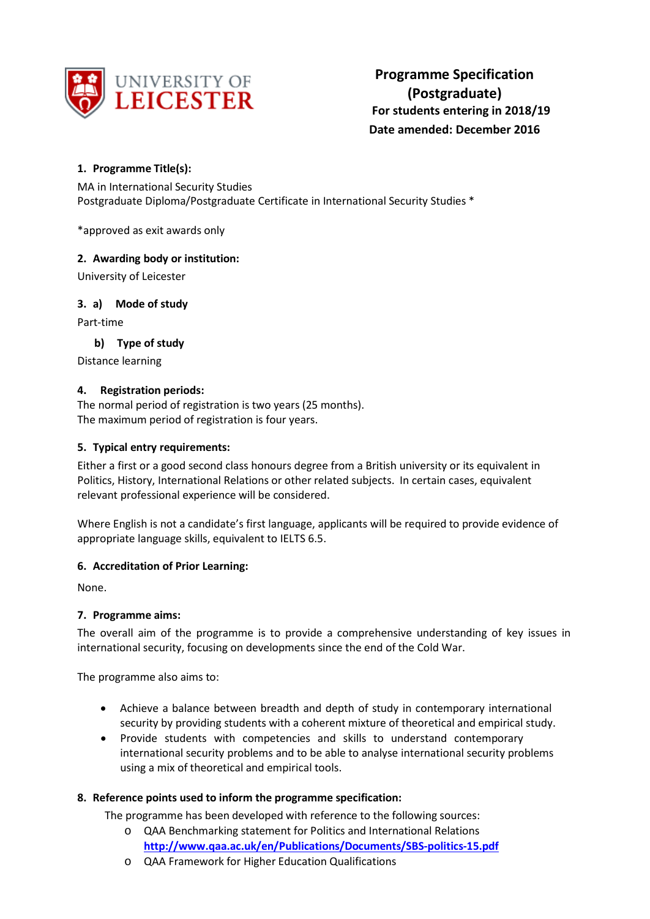**UNIVERSITY OF LEICESTER**

**Programme Specification (Postgraduate)**
**For students entering in 2018/19**
**Date amended: December 2016**

**1. Programme Title(s):**

MA in International Security Studies
Postgraduate Diploma/Postgraduate Certificate in International Security Studies *

*approved as exit awards only

**2. Awarding body or institution:**

University of Leicester

**3. a) Mode of study**

Part-time

**b) Type of study**

Distance learning

**4. Registration periods:**

The normal period of registration is two years (25 months).
The maximum period of registration is four years.

**5. Typical entry requirements:**

Either a first or a good second class honours degree from a British university or its equivalent in Politics, History, International Relations or other related subjects. In certain cases, equivalent relevant professional experience will be considered.

Where English is not a candidate's first language, applicants will be required to provide evidence of appropriate language skills, equivalent to IELTS 6.5.

**6. Accreditation of Prior Learning:**

None.

**7. Programme aims:**

The overall aim of the programme is to provide a comprehensive understanding of key issues in international security, focusing on developments since the end of the Cold War.

The programme also aims to:

- Achieve a balance between breadth and depth of study in contemporary international security by providing students with a coherent mixture of theoretical and empirical study.
- Provide students with competencies and skills to understand contemporary international security problems and to be able to analyse international security problems using a mix of theoretical and empirical tools.

**8. Reference points used to inform the programme specification:**

The programme has been developed with reference to the following sources:

- QAA Benchmarking statement for Politics and International Relations **http://www.qaa.ac.uk/en/Publications/Documents/SBS-politics-15.pdf**
- QAA Framework for Higher Education Qualifications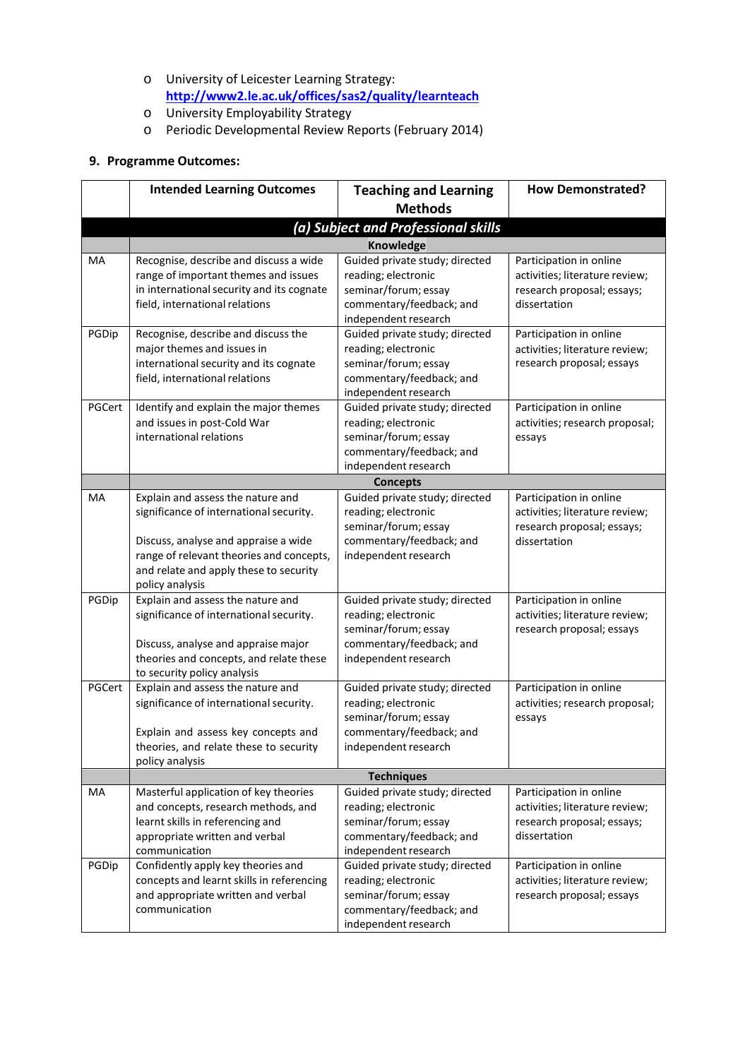- University of Leicester Learning Strategy: **http://www2.le.ac.uk/offices/sas2/quality/learnteach**
- University Employability Strategy
- Periodic Developmental Review Reports (February 2014)

## 9. Programme Outcomes:

| | Intended Learning Outcomes | Teaching and Learning Methods | How Demonstrated? |
|---|---|---|---|
| | ***(a) Subject and Professional skills*** | | |
| | **Knowledge** | | |
| MA | Recognise, describe and discuss a wide range of important themes and issues in international security and its cognate field, international relations | Guided private study; directed reading; electronic seminar/forum; essay commentary/feedback; and independent research | Participation in online activities; literature review; research proposal; essays; dissertation |
| PGDip | Recognise, describe and discuss the major themes and issues in international security and its cognate field, international relations | Guided private study; directed reading; electronic seminar/forum; essay commentary/feedback; and independent research | Participation in online activities; literature review; research proposal; essays |
| PGCert | Identify and explain the major themes and issues in post-Cold War international relations | Guided private study; directed reading; electronic seminar/forum; essay commentary/feedback; and independent research | Participation in online activities; research proposal; essays |
| | **Concepts** | | |
| MA | Explain and assess the nature and significance of international security.<br><br>Discuss, analyse and appraise a wide range of relevant theories and concepts, and relate and apply these to security policy analysis | Guided private study; directed reading; electronic seminar/forum; essay commentary/feedback; and independent research | Participation in online activities; literature review; research proposal; essays; dissertation |
| PGDip | Explain and assess the nature and significance of international security.<br><br>Discuss, analyse and appraise major theories and concepts, and relate these to security policy analysis | Guided private study; directed reading; electronic seminar/forum; essay commentary/feedback; and independent research | Participation in online activities; literature review; research proposal; essays |
| PGCert | Explain and assess the nature and significance of international security.<br><br>Explain and assess key concepts and theories, and relate these to security policy analysis | Guided private study; directed reading; electronic seminar/forum; essay commentary/feedback; and independent research | Participation in online activities; research proposal; essays |
| | **Techniques** | | |
| MA | Masterful application of key theories and concepts, research methods, and learnt skills in referencing and appropriate written and verbal communication | Guided private study; directed reading; electronic seminar/forum; essay commentary/feedback; and independent research | Participation in online activities; literature review; research proposal; essays; dissertation |
| PGDip | Confidently apply key theories and concepts and learnt skills in referencing and appropriate written and verbal communication | Guided private study; directed reading; electronic seminar/forum; essay commentary/feedback; and independent research | Participation in online activities; literature review; research proposal; essays |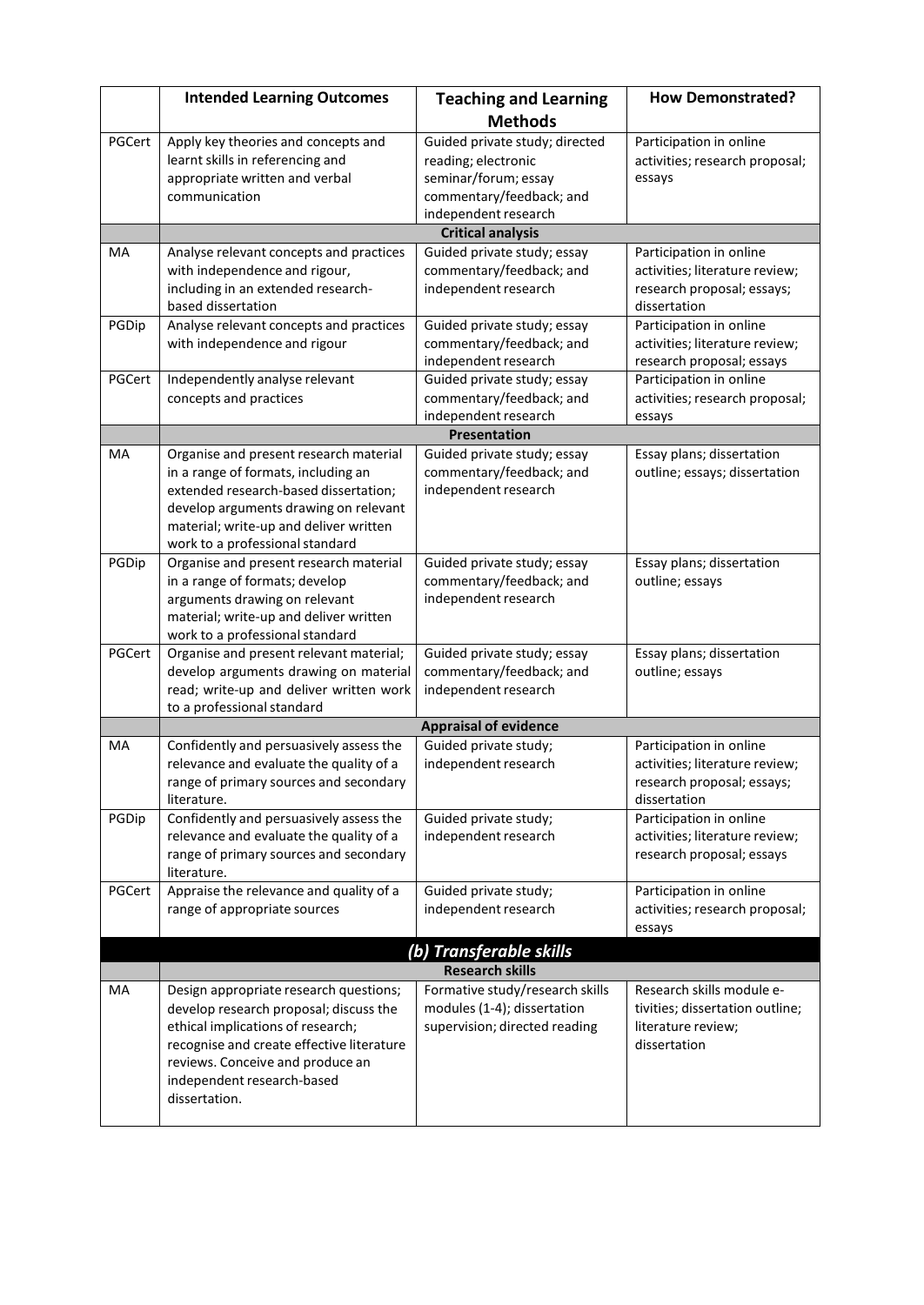| | Intended Learning Outcomes | Teaching and Learning Methods | How Demonstrated? |
|---|---|---|---|
| PGCert | Apply key theories and concepts and learnt skills in referencing and appropriate written and verbal communication | Guided private study; directed reading; electronic seminar/forum; essay commentary/feedback; and independent research | Participation in online activities; research proposal; essays |
| | **Critical analysis** | | |
| MA | Analyse relevant concepts and practices with independence and rigour, including in an extended research-based dissertation | Guided private study; essay commentary/feedback; and independent research | Participation in online activities; literature review; research proposal; essays; dissertation |
| PGDip | Analyse relevant concepts and practices with independence and rigour | Guided private study; essay commentary/feedback; and independent research | Participation in online activities; literature review; research proposal; essays |
| PGCert | Independently analyse relevant concepts and practices | Guided private study; essay commentary/feedback; and independent research | Participation in online activities; research proposal; essays |
| | **Presentation** | | |
| MA | Organise and present research material in a range of formats, including an extended research-based dissertation; develop arguments drawing on relevant material; write-up and deliver written work to a professional standard | Guided private study; essay commentary/feedback; and independent research | Essay plans; dissertation outline; essays; dissertation |
| PGDip | Organise and present research material in a range of formats; develop arguments drawing on relevant material; write-up and deliver written work to a professional standard | Guided private study; essay commentary/feedback; and independent research | Essay plans; dissertation outline; essays |
| PGCert | Organise and present relevant material; develop arguments drawing on material read; write-up and deliver written work to a professional standard | Guided private study; essay commentary/feedback; and independent research | Essay plans; dissertation outline; essays |
| | **Appraisal of evidence** | | |
| MA | Confidently and persuasively assess the relevance and evaluate the quality of a range of primary sources and secondary literature. | Guided private study; independent research | Participation in online activities; literature review; research proposal; essays; dissertation |
| PGDip | Confidently and persuasively assess the relevance and evaluate the quality of a range of primary sources and secondary literature. | Guided private study; independent research | Participation in online activities; literature review; research proposal; essays |
| PGCert | Appraise the relevance and quality of a range of appropriate sources | Guided private study; independent research | Participation in online activities; research proposal; essays |
| | ***(b) Transferable skills*** | | |
| | **Research skills** | | |
| MA | Design appropriate research questions; develop research proposal; discuss the ethical implications of research; recognise and create effective literature reviews. Conceive and produce an independent research-based dissertation. | Formative study/research skills modules (1-4); dissertation supervision; directed reading | Research skills module e-tivities; dissertation outline; literature review; dissertation |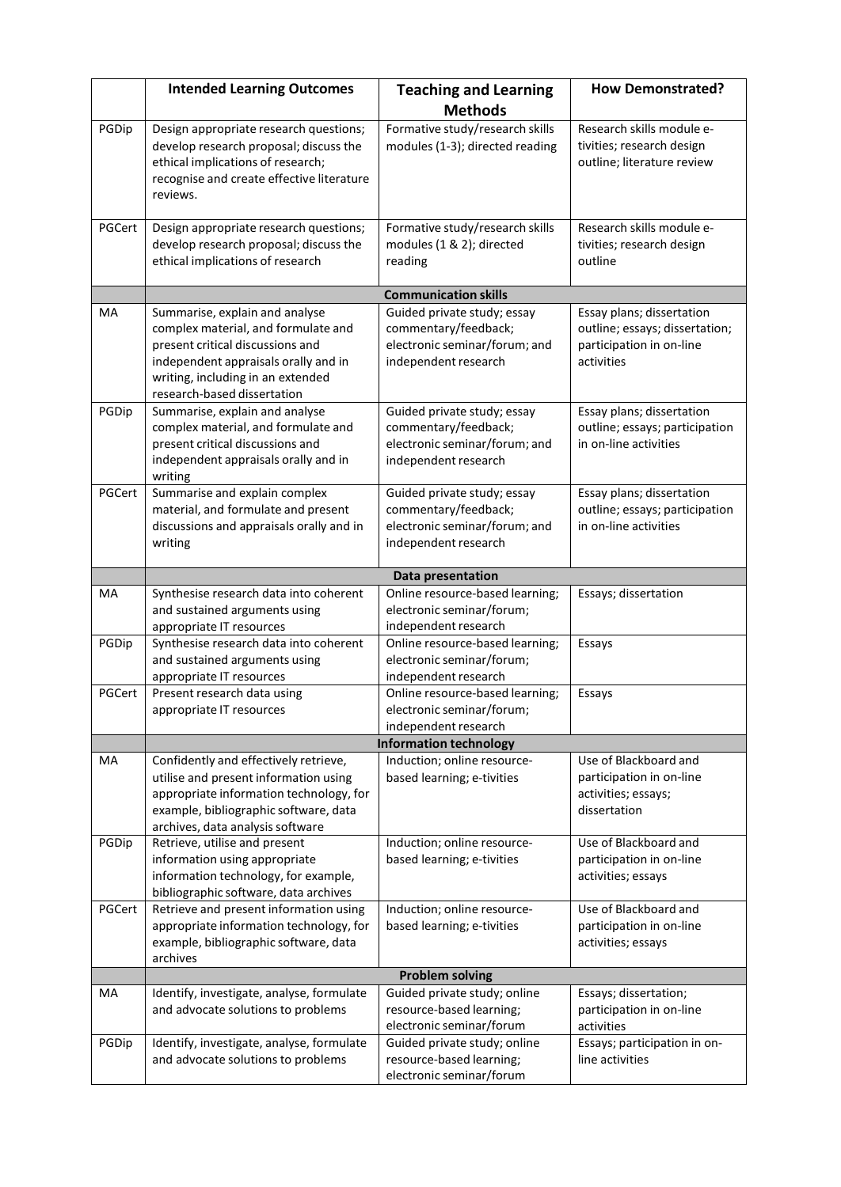| | Intended Learning Outcomes | Teaching and Learning Methods | How Demonstrated? |
|---|---|---|---|
| PGDip | Design appropriate research questions; develop research proposal; discuss the ethical implications of research; recognise and create effective literature reviews. | Formative study/research skills modules (1-3); directed reading | Research skills module e-tivities; research design outline; literature review |
| PGCert | Design appropriate research questions; develop research proposal; discuss the ethical implications of research | Formative study/research skills modules (1 & 2); directed reading | Research skills module e-tivities; research design outline |
| | **Communication skills** | | |
| MA | Summarise, explain and analyse complex material, and formulate and present critical discussions and independent appraisals orally and in writing, including in an extended research-based dissertation | Guided private study; essay commentary/feedback; electronic seminar/forum; and independent research | Essay plans; dissertation outline; essays; dissertation; participation in on-line activities |
| PGDip | Summarise, explain and analyse complex material, and formulate and present critical discussions and independent appraisals orally and in writing | Guided private study; essay commentary/feedback; electronic seminar/forum; and independent research | Essay plans; dissertation outline; essays; participation in on-line activities |
| PGCert | Summarise and explain complex material, and formulate and present discussions and appraisals orally and in writing | Guided private study; essay commentary/feedback; electronic seminar/forum; and independent research | Essay plans; dissertation outline; essays; participation in on-line activities |
| | **Data presentation** | | |
| MA | Synthesise research data into coherent and sustained arguments using appropriate IT resources | Online resource-based learning; electronic seminar/forum; independent research | Essays; dissertation |
| PGDip | Synthesise research data into coherent and sustained arguments using appropriate IT resources | Online resource-based learning; electronic seminar/forum; independent research | Essays |
| PGCert | Present research data using appropriate IT resources | Online resource-based learning; electronic seminar/forum; independent research | Essays |
| | **Information technology** | | |
| MA | Confidently and effectively retrieve, utilise and present information using appropriate information technology, for example, bibliographic software, data archives, data analysis software | Induction; online resource-based learning; e-tivities | Use of Blackboard and participation in on-line activities; essays; dissertation |
| PGDip | Retrieve, utilise and present information using appropriate information technology, for example, bibliographic software, data archives | Induction; online resource-based learning; e-tivities | Use of Blackboard and participation in on-line activities; essays |
| PGCert | Retrieve and present information using appropriate information technology, for example, bibliographic software, data archives | Induction; online resource-based learning; e-tivities | Use of Blackboard and participation in on-line activities; essays |
| | **Problem solving** | | |
| MA | Identify, investigate, analyse, formulate and advocate solutions to problems | Guided private study; online resource-based learning; electronic seminar/forum | Essays; dissertation; participation in on-line activities |
| PGDip | Identify, investigate, analyse, formulate and advocate solutions to problems | Guided private study; online resource-based learning; electronic seminar/forum | Essays; participation in on-line activities |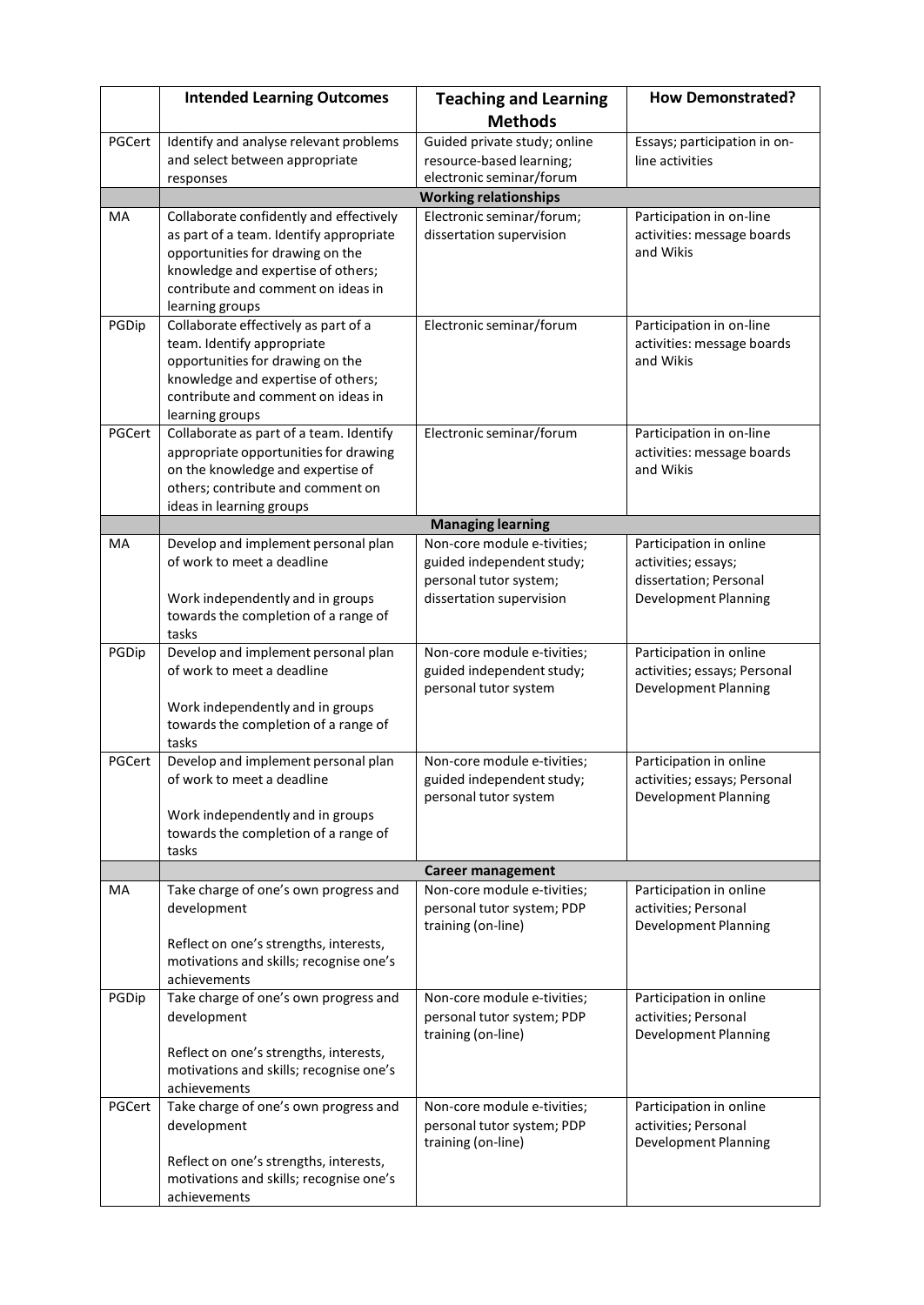| | Intended Learning Outcomes | Teaching and Learning Methods | How Demonstrated? |
|---|---|---|---|
| PGCert | Identify and analyse relevant problems and select between appropriate responses | Guided private study; online resource-based learning; electronic seminar/forum | Essays; participation in on-line activities |
| | **Working relationships** | | |
| MA | Collaborate confidently and effectively as part of a team. Identify appropriate opportunities for drawing on the knowledge and expertise of others; contribute and comment on ideas in learning groups | Electronic seminar/forum; dissertation supervision | Participation in on-line activities: message boards and Wikis |
| PGDip | Collaborate effectively as part of a team. Identify appropriate opportunities for drawing on the knowledge and expertise of others; contribute and comment on ideas in learning groups | Electronic seminar/forum | Participation in on-line activities: message boards and Wikis |
| PGCert | Collaborate as part of a team. Identify appropriate opportunities for drawing on the knowledge and expertise of others; contribute and comment on ideas in learning groups | Electronic seminar/forum | Participation in on-line activities: message boards and Wikis |
| | **Managing learning** | | |
| MA | Develop and implement personal plan of work to meet a deadline<br><br>Work independently and in groups towards the completion of a range of tasks | Non-core module e-tivities; guided independent study; personal tutor system; dissertation supervision | Participation in online activities; essays; dissertation; Personal Development Planning |
| PGDip | Develop and implement personal plan of work to meet a deadline<br><br>Work independently and in groups towards the completion of a range of tasks | Non-core module e-tivities; guided independent study; personal tutor system | Participation in online activities; essays; Personal Development Planning |
| PGCert | Develop and implement personal plan of work to meet a deadline<br><br>Work independently and in groups towards the completion of a range of tasks | Non-core module e-tivities; guided independent study; personal tutor system | Participation in online activities; essays; Personal Development Planning |
| | **Career management** | | |
| MA | Take charge of one's own progress and development<br><br>Reflect on one's strengths, interests, motivations and skills; recognise one's achievements | Non-core module e-tivities; personal tutor system; PDP training (on-line) | Participation in online activities; Personal Development Planning |
| PGDip | Take charge of one's own progress and development<br><br>Reflect on one's strengths, interests, motivations and skills; recognise one's achievements | Non-core module e-tivities; personal tutor system; PDP training (on-line) | Participation in online activities; Personal Development Planning |
| PGCert | Take charge of one's own progress and development<br><br>Reflect on one's strengths, interests, motivations and skills; recognise one's achievements | Non-core module e-tivities; personal tutor system; PDP training (on-line) | Participation in online activities; Personal Development Planning |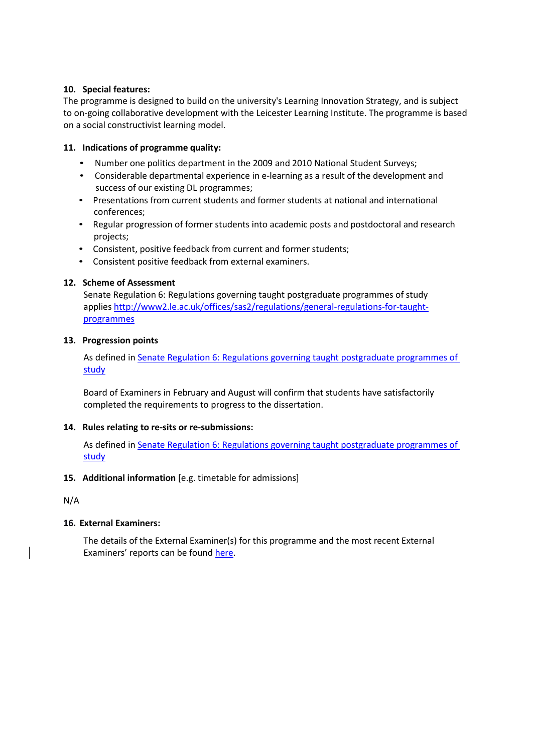**10. Special features:**

The programme is designed to build on the university's Learning Innovation Strategy, and is subject to on-going collaborative development with the Leicester Learning Institute. The programme is based on a social constructivist learning model.

**11. Indications of programme quality:**

- Number one politics department in the 2009 and 2010 National Student Surveys;
- Considerable departmental experience in e-learning as a result of the development and success of our existing DL programmes;
- Presentations from current students and former students at national and international conferences;
- Regular progression of former students into academic posts and postdoctoral and research projects;
- Consistent, positive feedback from current and former students;
- Consistent positive feedback from external examiners.

**12. Scheme of Assessment**

Senate Regulation 6: Regulations governing taught postgraduate programmes of study applies [http://www2.le.ac.uk/offices/sas2/regulations/general-regulations-for-taught-programmes](http://www2.le.ac.uk/offices/sas2/regulations/general-regulations-for-taught-programmes)

**13. Progression points**

As defined in Senate Regulation 6: Regulations governing taught postgraduate programmes of study

Board of Examiners in February and August will confirm that students have satisfactorily completed the requirements to progress to the dissertation.

**14. Rules relating to re-sits or re-submissions:**

As defined in Senate Regulation 6: Regulations governing taught postgraduate programmes of study

**15. Additional information** [e.g. timetable for admissions]

N/A

**16. External Examiners:**

The details of the External Examiner(s) for this programme and the most recent External Examiners' reports can be found here.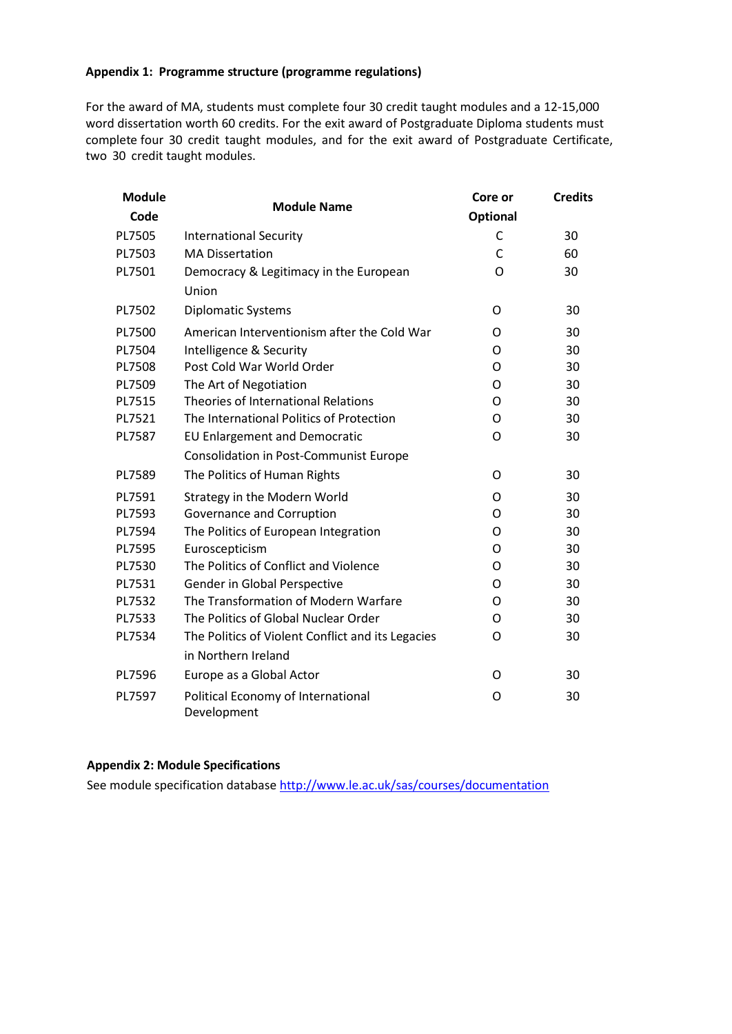**Appendix 1: Programme structure (programme regulations)**

For the award of MA, students must complete four 30 credit taught modules and a 12-15,000 word dissertation worth 60 credits. For the exit award of Postgraduate Diploma students must complete four 30 credit taught modules, and for the exit award of Postgraduate Certificate, two 30 credit taught modules.

| Module Code | Module Name | Core or Optional | Credits |
|---|---|---|---|
| PL7505 | International Security | C | 30 |
| PL7503 | MA Dissertation | C | 60 |
| PL7501 | Democracy & Legitimacy in the European Union | O | 30 |
| PL7502 | Diplomatic Systems | O | 30 |
| PL7500 | American Interventionism after the Cold War | O | 30 |
| PL7504 | Intelligence & Security | O | 30 |
| PL7508 | Post Cold War World Order | O | 30 |
| PL7509 | The Art of Negotiation | O | 30 |
| PL7515 | Theories of International Relations | O | 30 |
| PL7521 | The International Politics of Protection | O | 30 |
| PL7587 | EU Enlargement and Democratic Consolidation in Post-Communist Europe | O | 30 |
| PL7589 | The Politics of Human Rights | O | 30 |
| PL7591 | Strategy in the Modern World | O | 30 |
| PL7593 | Governance and Corruption | O | 30 |
| PL7594 | The Politics of European Integration | O | 30 |
| PL7595 | Euroscepticism | O | 30 |
| PL7530 | The Politics of Conflict and Violence | O | 30 |
| PL7531 | Gender in Global Perspective | O | 30 |
| PL7532 | The Transformation of Modern Warfare | O | 30 |
| PL7533 | The Politics of Global Nuclear Order | O | 30 |
| PL7534 | The Politics of Violent Conflict and its Legacies in Northern Ireland | O | 30 |
| PL7596 | Europe as a Global Actor | O | 30 |
| PL7597 | Political Economy of International Development | O | 30 |

**Appendix 2: Module Specifications**

See module specification database http://www.le.ac.uk/sas/courses/documentation